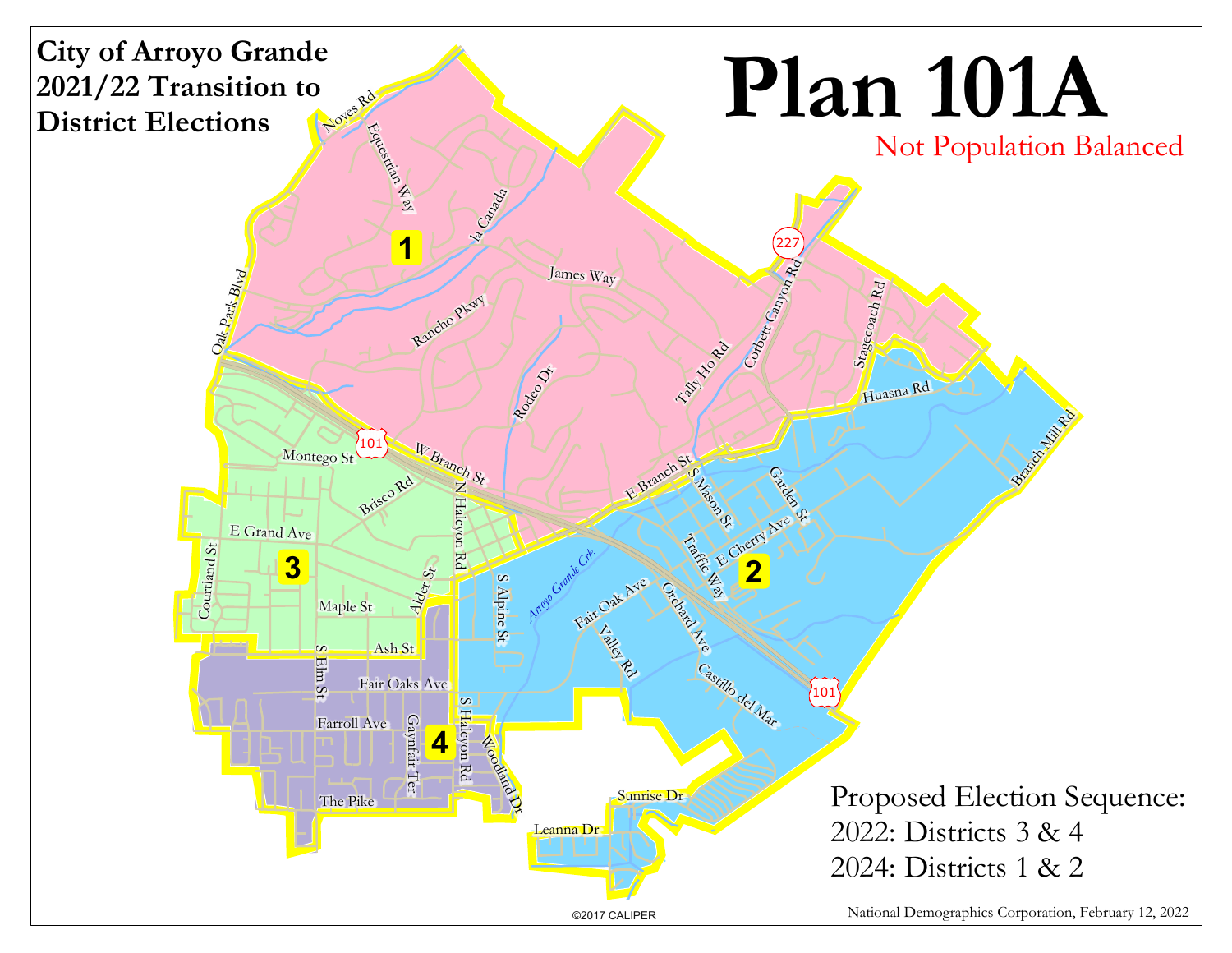# City of Arroyo Grande 2021/22 Transition to District Elections

# Plan 101A

Not Population Balanced

Proposed Election Sequence:
2022: Districts 3 & 4
2024: Districts 1 & 2

National Demographics Corporation, February 12, 2022

©2017 CALIPER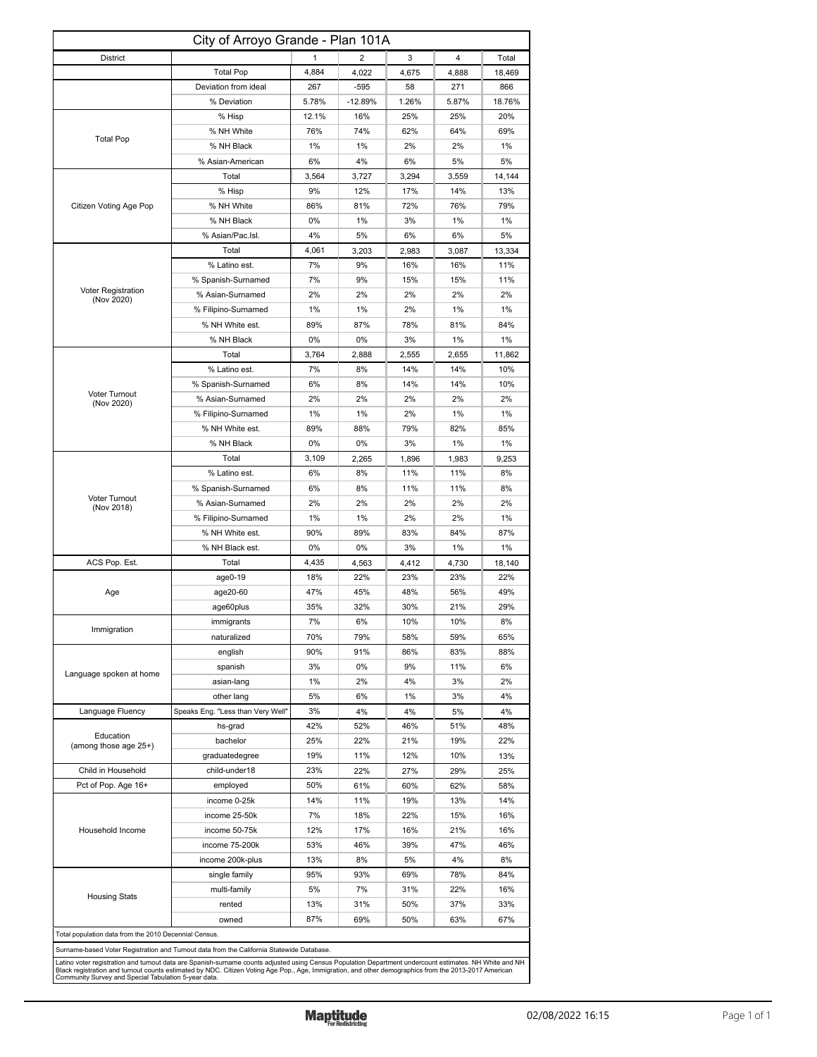| City of Arroyo Grande - Plan 101A | | | | | | |
|---|---|---|---|---|---|---|
| District | | 1 | 2 | 3 | 4 | Total |
| | Total Pop | 4,884 | 4,022 | 4,675 | 4,888 | 18,469 |
| | Deviation from ideal | 267 | -595 | 58 | 271 | 866 |
| | % Deviation | 5.78% | -12.89% | 1.26% | 5.87% | 18.76% |
| Total Pop | % Hisp | 12.1% | 16% | 25% | 25% | 20% |
| | % NH White | 76% | 74% | 62% | 64% | 69% |
| | % NH Black | 1% | 1% | 2% | 2% | 1% |
| | % Asian-American | 6% | 4% | 6% | 5% | 5% |
| Citizen Voting Age Pop | Total | 3,564 | 3,727 | 3,294 | 3,559 | 14,144 |
| | % Hisp | 9% | 12% | 17% | 14% | 13% |
| | % NH White | 86% | 81% | 72% | 76% | 79% |
| | % NH Black | 0% | 1% | 3% | 1% | 1% |
| | % Asian/Pac.Isl. | 4% | 5% | 6% | 6% | 5% |
| Voter Registration (Nov 2020) | Total | 4,061 | 3,203 | 2,983 | 3,087 | 13,334 |
| | % Latino est. | 7% | 9% | 16% | 16% | 11% |
| | % Spanish-Surnamed | 7% | 9% | 15% | 15% | 11% |
| | % Asian-Surnamed | 2% | 2% | 2% | 2% | 2% |
| | % Filipino-Surnamed | 1% | 1% | 2% | 1% | 1% |
| | % NH White est. | 89% | 87% | 78% | 81% | 84% |
| | % NH Black | 0% | 0% | 3% | 1% | 1% |
| Voter Turnout (Nov 2020) | Total | 3,764 | 2,888 | 2,555 | 2,655 | 11,862 |
| | % Latino est. | 7% | 8% | 14% | 14% | 10% |
| | % Spanish-Surnamed | 6% | 8% | 14% | 14% | 10% |
| | % Asian-Surnamed | 2% | 2% | 2% | 2% | 2% |
| | % Filipino-Surnamed | 1% | 1% | 2% | 1% | 1% |
| | % NH White est. | 89% | 88% | 79% | 82% | 85% |
| | % NH Black | 0% | 0% | 3% | 1% | 1% |
| Voter Turnout (Nov 2018) | Total | 3,109 | 2,265 | 1,896 | 1,983 | 9,253 |
| | % Latino est. | 6% | 8% | 11% | 11% | 8% |
| | % Spanish-Surnamed | 6% | 8% | 11% | 11% | 8% |
| | % Asian-Surnamed | 2% | 2% | 2% | 2% | 2% |
| | % Filipino-Surnamed | 1% | 1% | 2% | 2% | 1% |
| | % NH White est. | 90% | 89% | 83% | 84% | 87% |
| | % NH Black est. | 0% | 0% | 3% | 1% | 1% |
| ACS Pop. Est. | Total | 4,435 | 4,563 | 4,412 | 4,730 | 18,140 |
| Age | age0-19 | 18% | 22% | 23% | 23% | 22% |
| | age20-60 | 47% | 45% | 48% | 56% | 49% |
| | age60plus | 35% | 32% | 30% | 21% | 29% |
| Immigration | immigrants | 7% | 6% | 10% | 10% | 8% |
| | naturalized | 70% | 79% | 58% | 59% | 65% |
| Language spoken at home | english | 90% | 91% | 86% | 83% | 88% |
| | spanish | 3% | 0% | 9% | 11% | 6% |
| | asian-lang | 1% | 2% | 4% | 3% | 2% |
| | other lang | 5% | 6% | 1% | 3% | 4% |
| Language Fluency | Speaks Eng. "Less than Very Well" | 3% | 4% | 4% | 5% | 4% |
| Education (among those age 25+) | hs-grad | 42% | 52% | 46% | 51% | 48% |
| | bachelor | 25% | 22% | 21% | 19% | 22% |
| | graduatedegree | 19% | 11% | 12% | 10% | 13% |
| Child in Household | child-under18 | 23% | 22% | 27% | 29% | 25% |
| Pct of Pop. Age 16+ | employed | 50% | 61% | 60% | 62% | 58% |
| Household Income | income 0-25k | 14% | 11% | 19% | 13% | 14% |
| | income 25-50k | 7% | 18% | 22% | 15% | 16% |
| | income 50-75k | 12% | 17% | 16% | 21% | 16% |
| | income 75-200k | 53% | 46% | 39% | 47% | 46% |
| | income 200k-plus | 13% | 8% | 5% | 4% | 8% |
| Housing Stats | single family | 95% | 93% | 69% | 78% | 84% |
| | multi-family | 5% | 7% | 31% | 22% | 16% |
| | rented | 13% | 31% | 50% | 37% | 33% |
| | owned | 87% | 69% | 50% | 63% | 67% |

Total population data from the 2010 Decennial Census.

Surname-based Voter Registration and Turnout data from the California Statewide Database.

Latino voter registration and turnout data are Spanish-surname counts adjusted using Census Population Department undercount estimates. NH White and NH Black registration and turnout counts estimated by NDC. Citizen Voting Age Pop., Age, Immigration, and other demographics from the 2013-2017 American Community Survey and Special Tabulation 5-year data.

Maptitude For Redistricting

02/08/2022 16:15